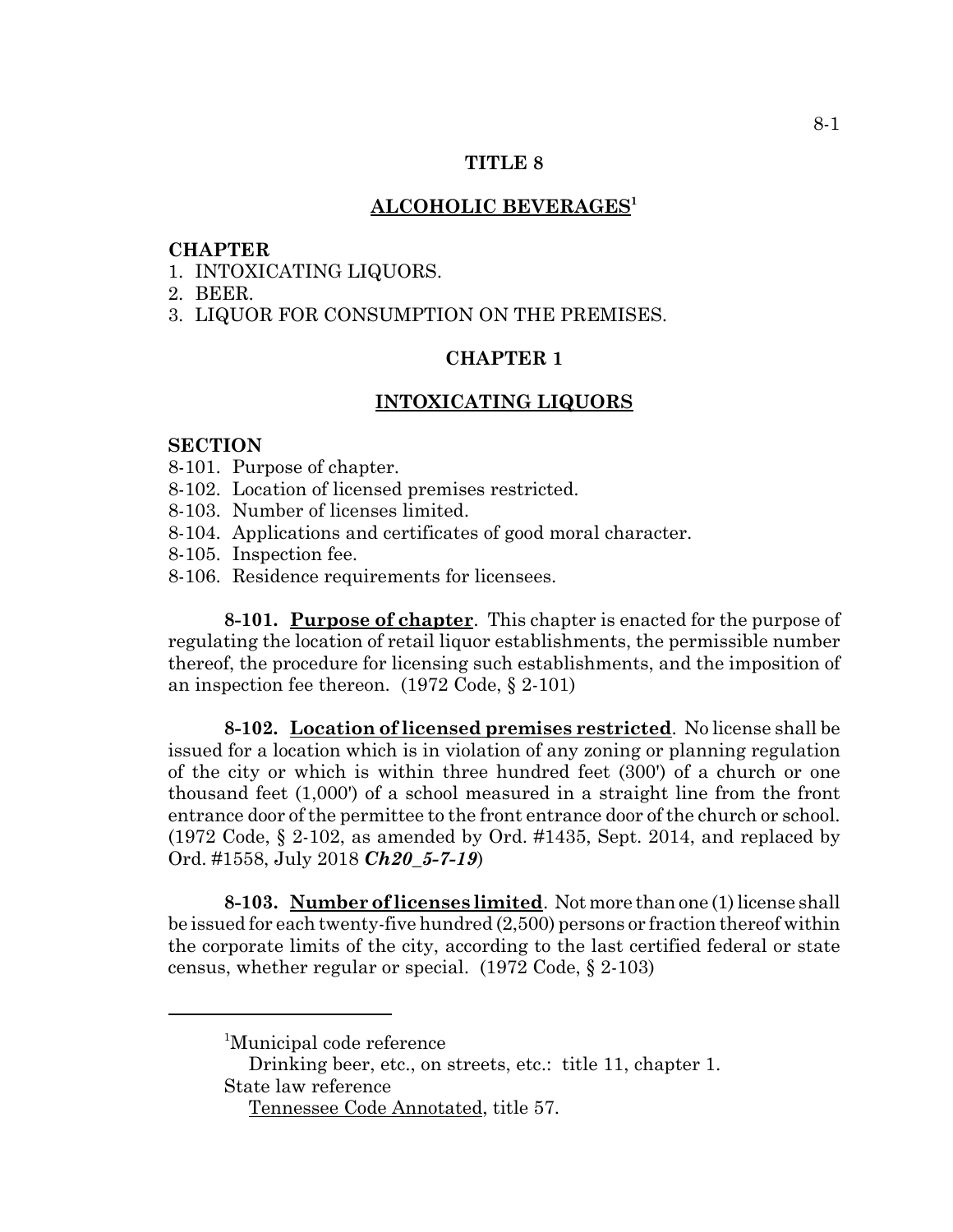# TITLE 8

## ALCOHOLIC BEVERAGES[1]

**CHAPTER**

1. INTOXICATING LIQUORS.
2. BEER.
3. LIQUOR FOR CONSUMPTION ON THE PREMISES.

## CHAPTER 1

## INTOXICATING LIQUORS

**SECTION**

8-101. Purpose of chapter.
8-102. Location of licensed premises restricted.
8-103. Number of licenses limited.
8-104. Applications and certificates of good moral character.
8-105. Inspection fee.
8-106. Residence requirements for licensees.

**8-101. Purpose of chapter**. This chapter is enacted for the purpose of regulating the location of retail liquor establishments, the permissible number thereof, the procedure for licensing such establishments, and the imposition of an inspection fee thereon. (1972 Code, § 2-101)

**8-102. Location of licensed premises restricted**. No license shall be issued for a location which is in violation of any zoning or planning regulation of the city or which is within three hundred feet (300') of a church or one thousand feet (1,000') of a school measured in a straight line from the front entrance door of the permittee to the front entrance door of the church or school. (1972 Code, § 2-102, as amended by Ord. #1435, Sept. 2014, and replaced by Ord. #1558, July 2018 ***Ch20_5-7-19***)

**8-103. Number of licenses limited**. Not more than one (1) license shall be issued for each twenty-five hundred (2,500) persons or fraction thereof within the corporate limits of the city, according to the last certified federal or state census, whether regular or special. (1972 Code, § 2-103)

---

[1]Municipal code reference
Drinking beer, etc., on streets, etc.: title 11, chapter 1.
State law reference
Tennessee Code Annotated, title 57.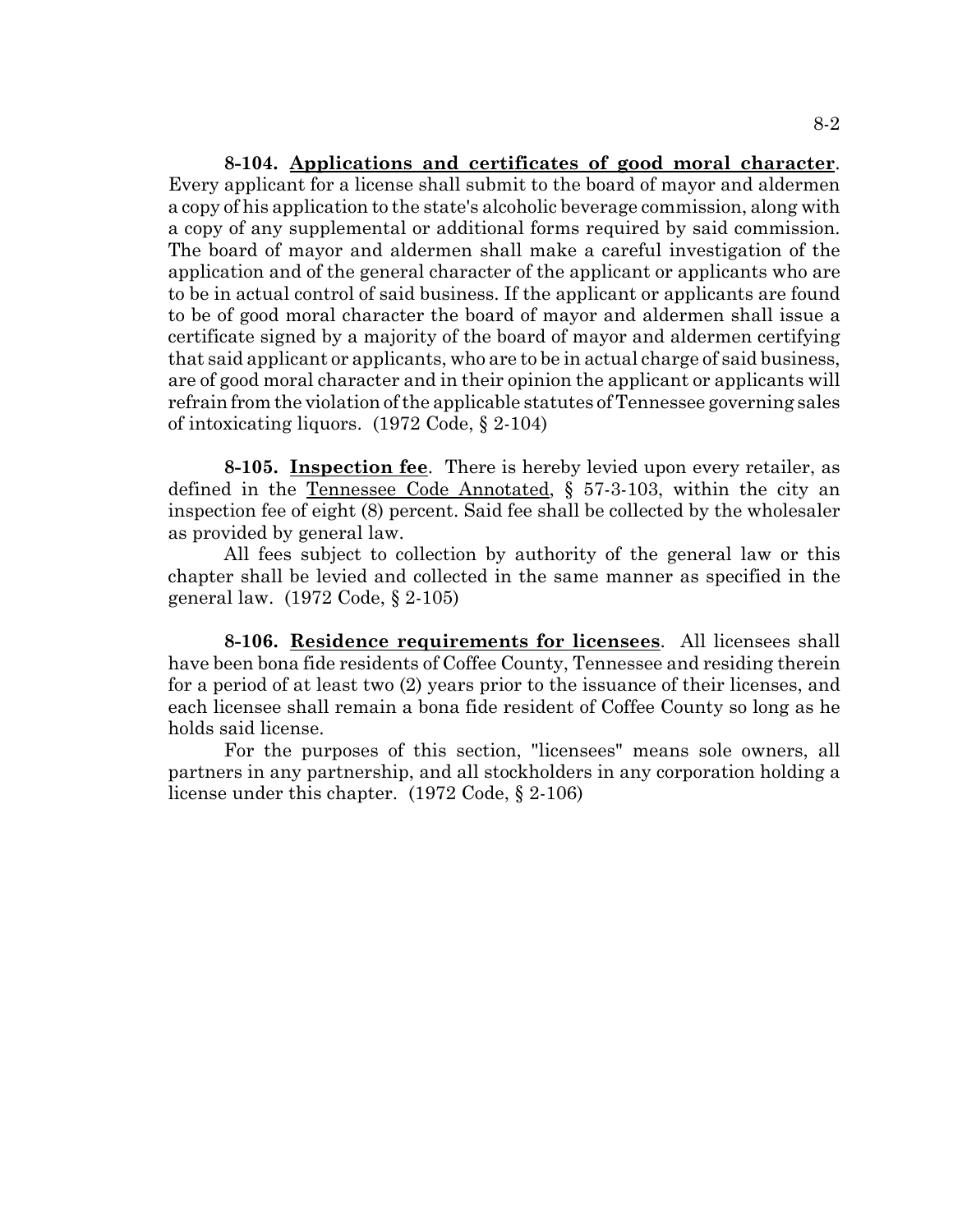**8-104. Applications and certificates of good moral character**. Every applicant for a license shall submit to the board of mayor and aldermen a copy of his application to the state's alcoholic beverage commission, along with a copy of any supplemental or additional forms required by said commission. The board of mayor and aldermen shall make a careful investigation of the application and of the general character of the applicant or applicants who are to be in actual control of said business. If the applicant or applicants are found to be of good moral character the board of mayor and aldermen shall issue a certificate signed by a majority of the board of mayor and aldermen certifying that said applicant or applicants, who are to be in actual charge of said business, are of good moral character and in their opinion the applicant or applicants will refrain from the violation of the applicable statutes of Tennessee governing sales of intoxicating liquors. (1972 Code, § 2-104)

**8-105. Inspection fee**. There is hereby levied upon every retailer, as defined in the Tennessee Code Annotated, § 57-3-103, within the city an inspection fee of eight (8) percent. Said fee shall be collected by the wholesaler as provided by general law.

All fees subject to collection by authority of the general law or this chapter shall be levied and collected in the same manner as specified in the general law. (1972 Code, § 2-105)

**8-106. Residence requirements for licensees**. All licensees shall have been bona fide residents of Coffee County, Tennessee and residing therein for a period of at least two (2) years prior to the issuance of their licenses, and each licensee shall remain a bona fide resident of Coffee County so long as he holds said license.

For the purposes of this section, "licensees" means sole owners, all partners in any partnership, and all stockholders in any corporation holding a license under this chapter. (1972 Code, § 2-106)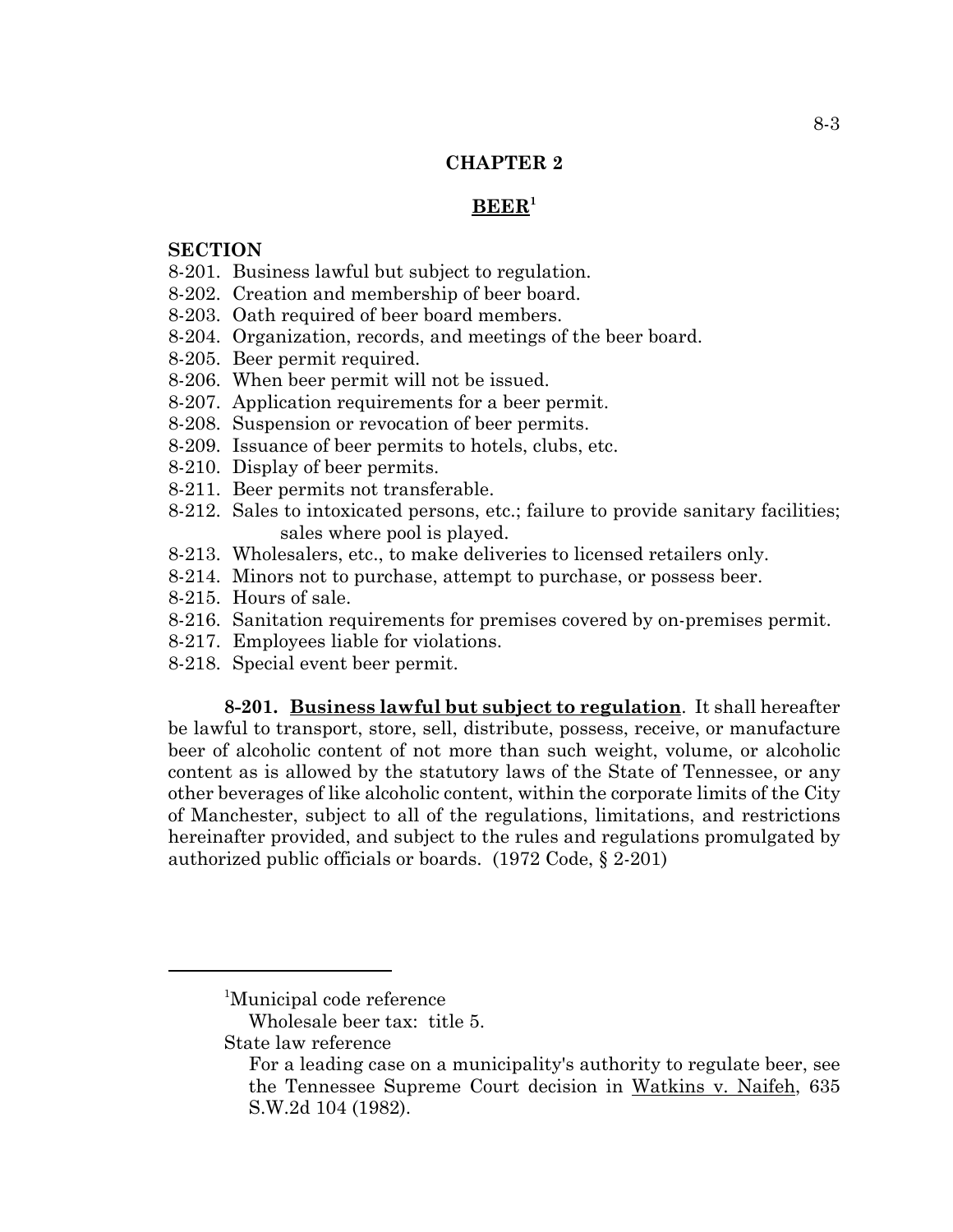## CHAPTER 2

## BEER[1]

**SECTION**

8-201. Business lawful but subject to regulation.
8-202. Creation and membership of beer board.
8-203. Oath required of beer board members.
8-204. Organization, records, and meetings of the beer board.
8-205. Beer permit required.
8-206. When beer permit will not be issued.
8-207. Application requirements for a beer permit.
8-208. Suspension or revocation of beer permits.
8-209. Issuance of beer permits to hotels, clubs, etc.
8-210. Display of beer permits.
8-211. Beer permits not transferable.
8-212. Sales to intoxicated persons, etc.; failure to provide sanitary facilities; sales where pool is played.
8-213. Wholesalers, etc., to make deliveries to licensed retailers only.
8-214. Minors not to purchase, attempt to purchase, or possess beer.
8-215. Hours of sale.
8-216. Sanitation requirements for premises covered by on-premises permit.
8-217. Employees liable for violations.
8-218. Special event beer permit.

**8-201. Business lawful but subject to regulation**. It shall hereafter be lawful to transport, store, sell, distribute, possess, receive, or manufacture beer of alcoholic content of not more than such weight, volume, or alcoholic content as is allowed by the statutory laws of the State of Tennessee, or any other beverages of like alcoholic content, within the corporate limits of the City of Manchester, subject to all of the regulations, limitations, and restrictions hereinafter provided, and subject to the rules and regulations promulgated by authorized public officials or boards. (1972 Code, § 2-201)

---

[1]Municipal code reference

Wholesale beer tax: title 5.

State law reference

For a leading case on a municipality's authority to regulate beer, see the Tennessee Supreme Court decision in Watkins v. Naifeh, 635 S.W.2d 104 (1982).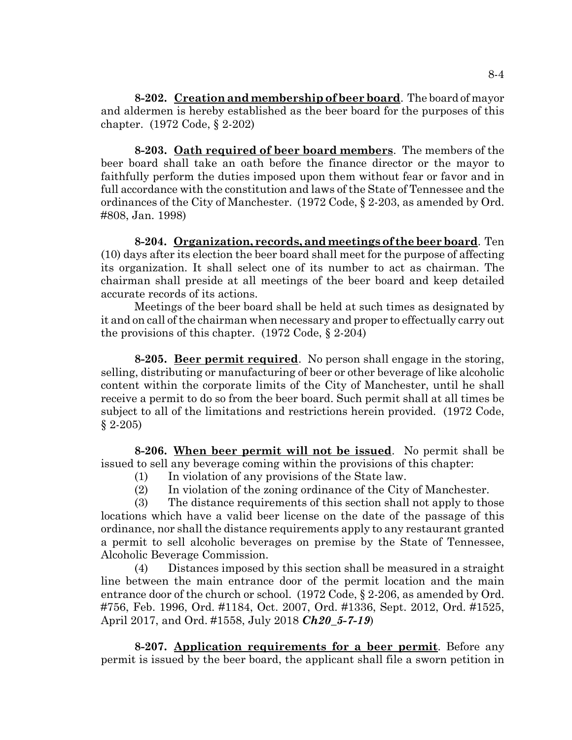**8-202. Creation and membership of beer board**. The board of mayor and aldermen is hereby established as the beer board for the purposes of this chapter. (1972 Code, § 2-202)

**8-203. Oath required of beer board members**. The members of the beer board shall take an oath before the finance director or the mayor to faithfully perform the duties imposed upon them without fear or favor and in full accordance with the constitution and laws of the State of Tennessee and the ordinances of the City of Manchester. (1972 Code, § 2-203, as amended by Ord. #808, Jan. 1998)

**8-204. Organization, records, and meetings of the beer board**. Ten (10) days after its election the beer board shall meet for the purpose of affecting its organization. It shall select one of its number to act as chairman. The chairman shall preside at all meetings of the beer board and keep detailed accurate records of its actions.

Meetings of the beer board shall be held at such times as designated by it and on call of the chairman when necessary and proper to effectually carry out the provisions of this chapter. (1972 Code, § 2-204)

**8-205. Beer permit required**. No person shall engage in the storing, selling, distributing or manufacturing of beer or other beverage of like alcoholic content within the corporate limits of the City of Manchester, until he shall receive a permit to do so from the beer board. Such permit shall at all times be subject to all of the limitations and restrictions herein provided. (1972 Code, § 2-205)

**8-206. When beer permit will not be issued**. No permit shall be issued to sell any beverage coming within the provisions of this chapter:

(1) In violation of any provisions of the State law.

(2) In violation of the zoning ordinance of the City of Manchester.

(3) The distance requirements of this section shall not apply to those locations which have a valid beer license on the date of the passage of this ordinance, nor shall the distance requirements apply to any restaurant granted a permit to sell alcoholic beverages on premise by the State of Tennessee, Alcoholic Beverage Commission.

(4) Distances imposed by this section shall be measured in a straight line between the main entrance door of the permit location and the main entrance door of the church or school. (1972 Code, § 2-206, as amended by Ord. #756, Feb. 1996, Ord. #1184, Oct. 2007, Ord. #1336, Sept. 2012, Ord. #1525, April 2017, and Ord. #1558, July 2018 ***Ch20_5-7-19***)

**8-207. Application requirements for a beer permit**. Before any permit is issued by the beer board, the applicant shall file a sworn petition in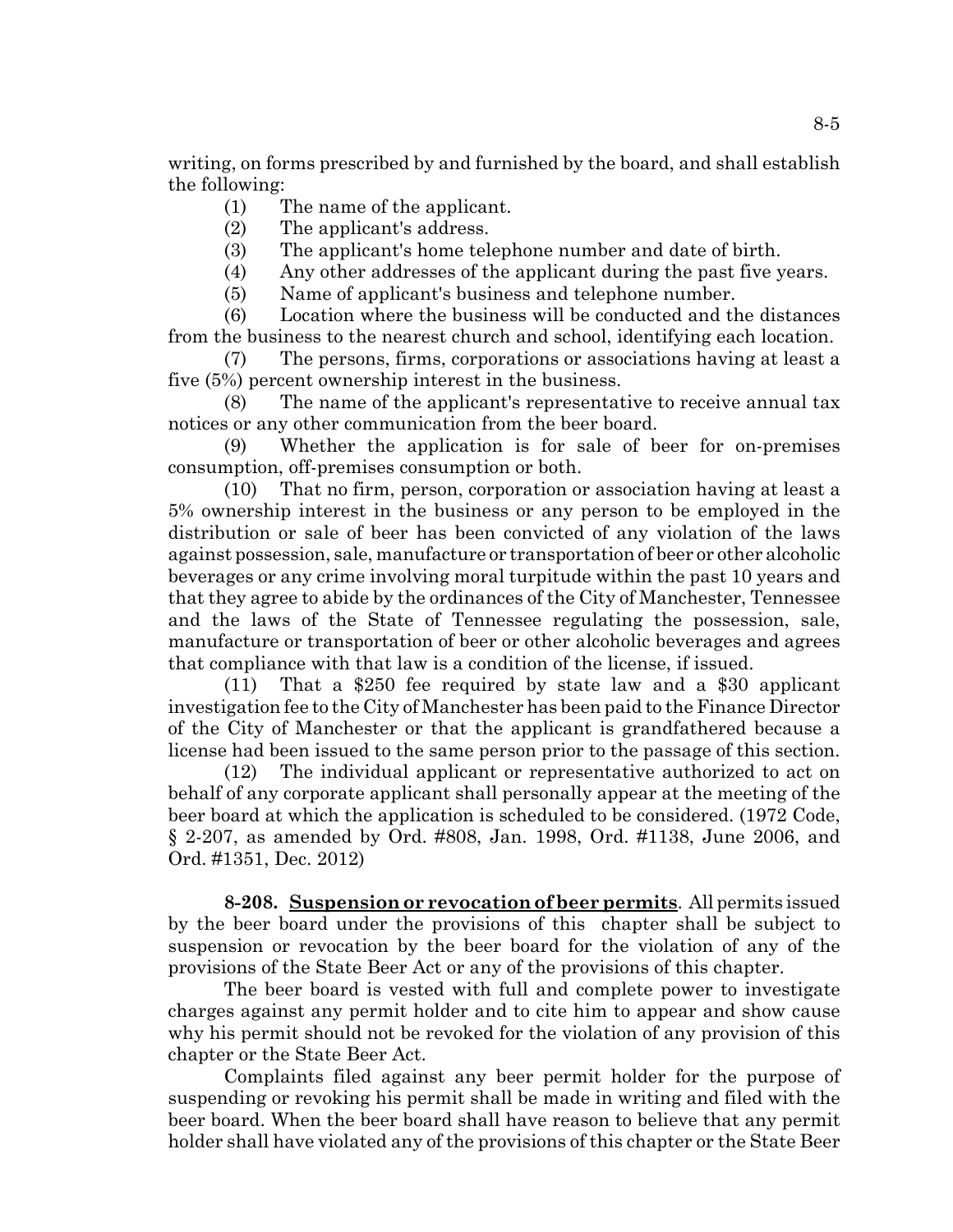writing, on forms prescribed by and furnished by the board, and shall establish the following:

(1) The name of the applicant.

(2) The applicant's address.

(3) The applicant's home telephone number and date of birth.

(4) Any other addresses of the applicant during the past five years.

(5) Name of applicant's business and telephone number.

(6) Location where the business will be conducted and the distances from the business to the nearest church and school, identifying each location.

(7) The persons, firms, corporations or associations having at least a five (5%) percent ownership interest in the business.

(8) The name of the applicant's representative to receive annual tax notices or any other communication from the beer board.

(9) Whether the application is for sale of beer for on-premises consumption, off-premises consumption or both.

(10) That no firm, person, corporation or association having at least a 5% ownership interest in the business or any person to be employed in the distribution or sale of beer has been convicted of any violation of the laws against possession, sale, manufacture or transportation of beer or other alcoholic beverages or any crime involving moral turpitude within the past 10 years and that they agree to abide by the ordinances of the City of Manchester, Tennessee and the laws of the State of Tennessee regulating the possession, sale, manufacture or transportation of beer or other alcoholic beverages and agrees that compliance with that law is a condition of the license, if issued.

(11) That a $250 fee required by state law and a $30 applicant investigation fee to the City of Manchester has been paid to the Finance Director of the City of Manchester or that the applicant is grandfathered because a license had been issued to the same person prior to the passage of this section.

(12) The individual applicant or representative authorized to act on behalf of any corporate applicant shall personally appear at the meeting of the beer board at which the application is scheduled to be considered. (1972 Code, § 2-207, as amended by Ord. #808, Jan. 1998, Ord. #1138, June 2006, and Ord. #1351, Dec. 2012)

**8-208. Suspension or revocation of beer permits**. All permits issued by the beer board under the provisions of this chapter shall be subject to suspension or revocation by the beer board for the violation of any of the provisions of the State Beer Act or any of the provisions of this chapter.

The beer board is vested with full and complete power to investigate charges against any permit holder and to cite him to appear and show cause why his permit should not be revoked for the violation of any provision of this chapter or the State Beer Act.

Complaints filed against any beer permit holder for the purpose of suspending or revoking his permit shall be made in writing and filed with the beer board. When the beer board shall have reason to believe that any permit holder shall have violated any of the provisions of this chapter or the State Beer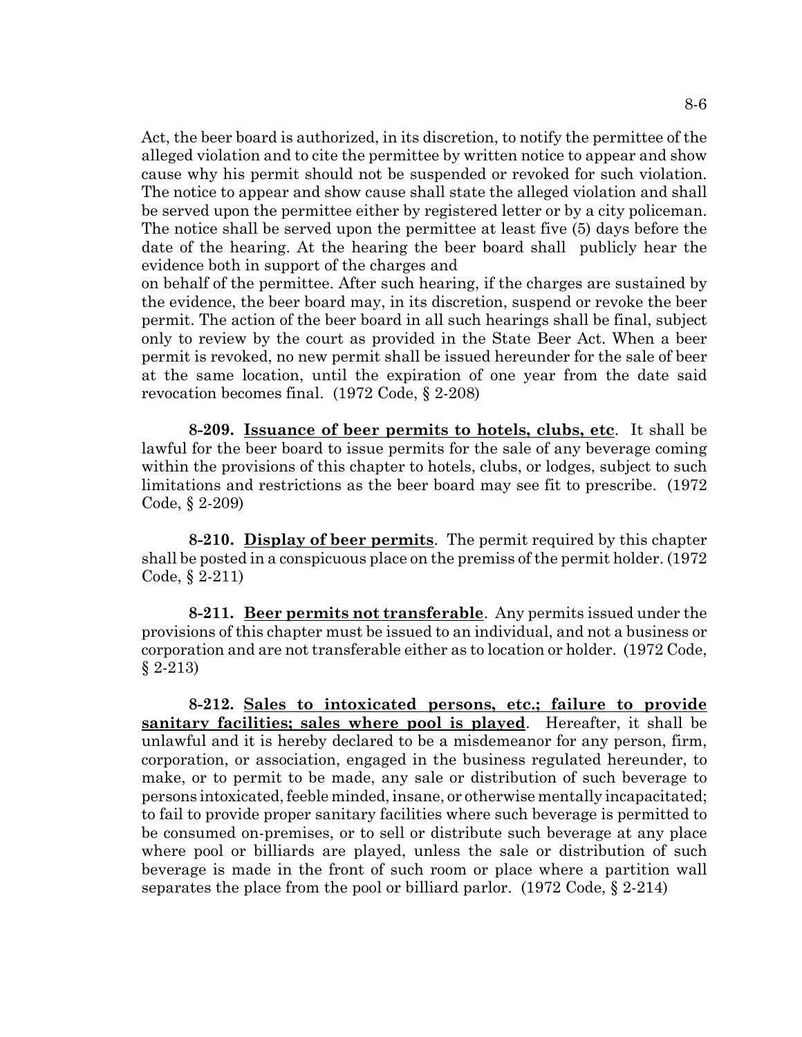Act, the beer board is authorized, in its discretion, to notify the permittee of the alleged violation and to cite the permittee by written notice to appear and show cause why his permit should not be suspended or revoked for such violation. The notice to appear and show cause shall state the alleged violation and shall be served upon the permittee either by registered letter or by a city policeman. The notice shall be served upon the permittee at least five (5) days before the date of the hearing. At the hearing the beer board shall publicly hear the evidence both in support of the charges and on behalf of the permittee. After such hearing, if the charges are sustained by the evidence, the beer board may, in its discretion, suspend or revoke the beer permit. The action of the beer board in all such hearings shall be final, subject only to review by the court as provided in the State Beer Act. When a beer permit is revoked, no new permit shall be issued hereunder for the sale of beer at the same location, until the expiration of one year from the date said revocation becomes final. (1972 Code, § 2-208)

**8-209. Issuance of beer permits to hotels, clubs, etc**. It shall be lawful for the beer board to issue permits for the sale of any beverage coming within the provisions of this chapter to hotels, clubs, or lodges, subject to such limitations and restrictions as the beer board may see fit to prescribe. (1972 Code, § 2-209)

**8-210. Display of beer permits**. The permit required by this chapter shall be posted in a conspicuous place on the premiss of the permit holder. (1972 Code, § 2-211)

**8-211. Beer permits not transferable**. Any permits issued under the provisions of this chapter must be issued to an individual, and not a business or corporation and are not transferable either as to location or holder. (1972 Code, § 2-213)

**8-212. Sales to intoxicated persons, etc.; failure to provide sanitary facilities; sales where pool is played**. Hereafter, it shall be unlawful and it is hereby declared to be a misdemeanor for any person, firm, corporation, or association, engaged in the business regulated hereunder, to make, or to permit to be made, any sale or distribution of such beverage to persons intoxicated, feeble minded, insane, or otherwise mentally incapacitated; to fail to provide proper sanitary facilities where such beverage is permitted to be consumed on-premises, or to sell or distribute such beverage at any place where pool or billiards are played, unless the sale or distribution of such beverage is made in the front of such room or place where a partition wall separates the place from the pool or billiard parlor. (1972 Code, § 2-214)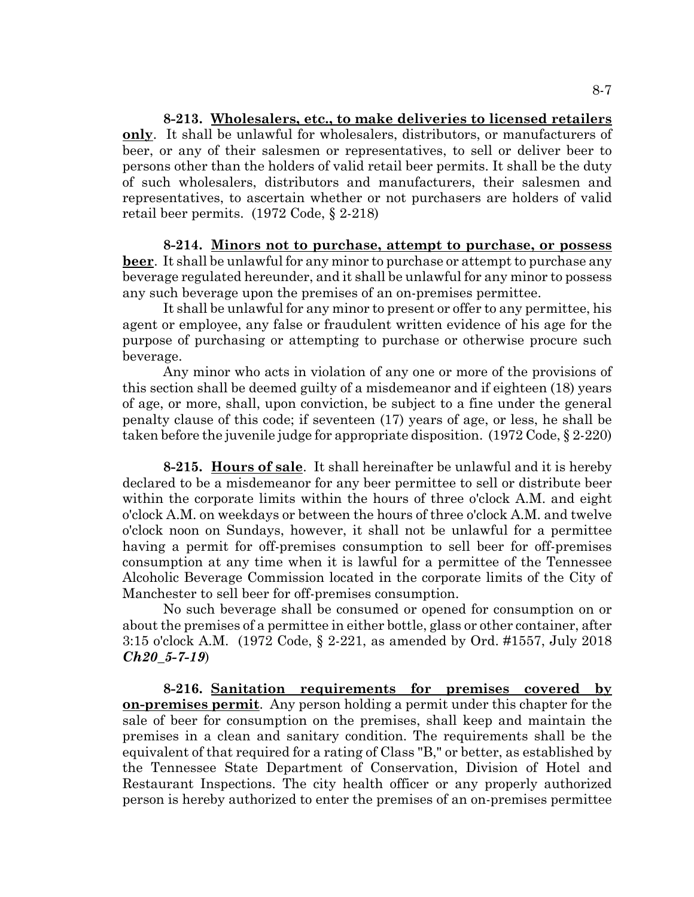**8-213. Wholesalers, etc., to make deliveries to licensed retailers only**. It shall be unlawful for wholesalers, distributors, or manufacturers of beer, or any of their salesmen or representatives, to sell or deliver beer to persons other than the holders of valid retail beer permits. It shall be the duty of such wholesalers, distributors and manufacturers, their salesmen and representatives, to ascertain whether or not purchasers are holders of valid retail beer permits. (1972 Code, § 2-218)

**8-214. Minors not to purchase, attempt to purchase, or possess beer**. It shall be unlawful for any minor to purchase or attempt to purchase any beverage regulated hereunder, and it shall be unlawful for any minor to possess any such beverage upon the premises of an on-premises permittee.

It shall be unlawful for any minor to present or offer to any permittee, his agent or employee, any false or fraudulent written evidence of his age for the purpose of purchasing or attempting to purchase or otherwise procure such beverage.

Any minor who acts in violation of any one or more of the provisions of this section shall be deemed guilty of a misdemeanor and if eighteen (18) years of age, or more, shall, upon conviction, be subject to a fine under the general penalty clause of this code; if seventeen (17) years of age, or less, he shall be taken before the juvenile judge for appropriate disposition. (1972 Code, § 2-220)

**8-215. Hours of sale**. It shall hereinafter be unlawful and it is hereby declared to be a misdemeanor for any beer permittee to sell or distribute beer within the corporate limits within the hours of three o'clock A.M. and eight o'clock A.M. on weekdays or between the hours of three o'clock A.M. and twelve o'clock noon on Sundays, however, it shall not be unlawful for a permittee having a permit for off-premises consumption to sell beer for off-premises consumption at any time when it is lawful for a permittee of the Tennessee Alcoholic Beverage Commission located in the corporate limits of the City of Manchester to sell beer for off-premises consumption.

No such beverage shall be consumed or opened for consumption on or about the premises of a permittee in either bottle, glass or other container, after 3:15 o'clock A.M. (1972 Code, § 2-221, as amended by Ord. #1557, July 2018 ***Ch20_5-7-19***)

**8-216. Sanitation requirements for premises covered by on-premises permit**. Any person holding a permit under this chapter for the sale of beer for consumption on the premises, shall keep and maintain the premises in a clean and sanitary condition. The requirements shall be the equivalent of that required for a rating of Class "B," or better, as established by the Tennessee State Department of Conservation, Division of Hotel and Restaurant Inspections. The city health officer or any properly authorized person is hereby authorized to enter the premises of an on-premises permittee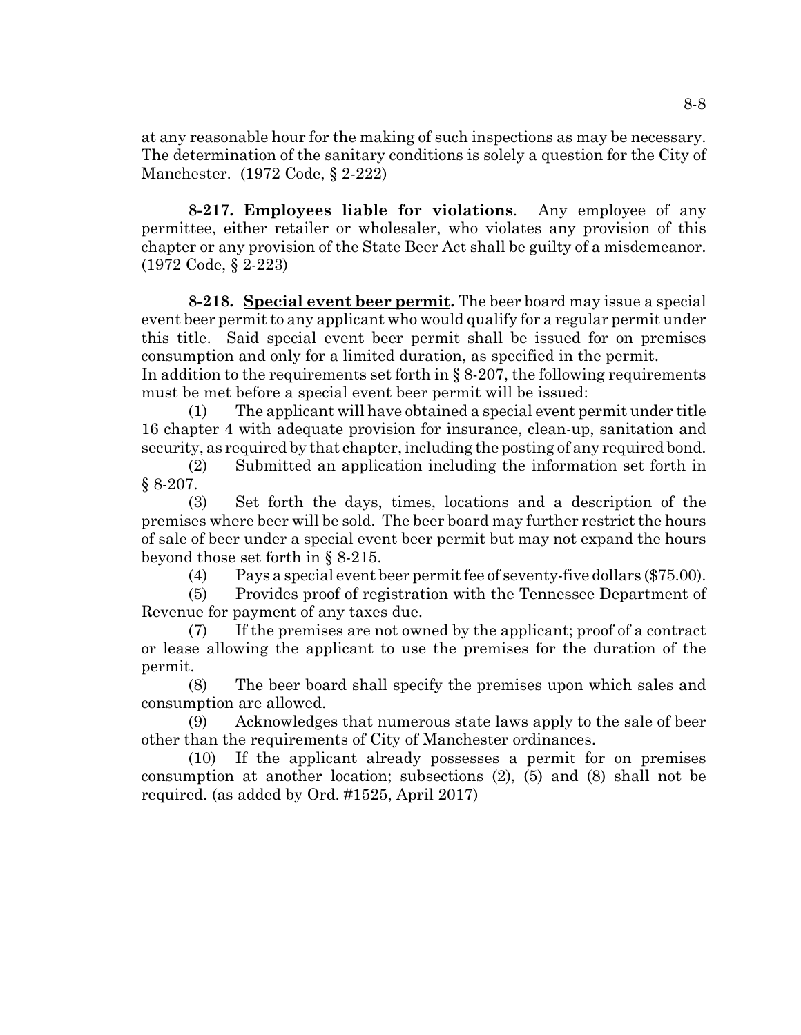at any reasonable hour for the making of such inspections as may be necessary. The determination of the sanitary conditions is solely a question for the City of Manchester. (1972 Code, § 2-222)

**8-217. Employees liable for violations**. Any employee of any permittee, either retailer or wholesaler, who violates any provision of this chapter or any provision of the State Beer Act shall be guilty of a misdemeanor. (1972 Code, § 2-223)

**8-218. Special event beer permit.** The beer board may issue a special event beer permit to any applicant who would qualify for a regular permit under this title. Said special event beer permit shall be issued for on premises consumption and only for a limited duration, as specified in the permit.
In addition to the requirements set forth in § 8-207, the following requirements must be met before a special event beer permit will be issued:

(1) The applicant will have obtained a special event permit under title 16 chapter 4 with adequate provision for insurance, clean-up, sanitation and security, as required by that chapter, including the posting of any required bond.

(2) Submitted an application including the information set forth in § 8-207.

(3) Set forth the days, times, locations and a description of the premises where beer will be sold. The beer board may further restrict the hours of sale of beer under a special event beer permit but may not expand the hours beyond those set forth in § 8-215.

(4) Pays a special event beer permit fee of seventy-five dollars ($75.00).

(5) Provides proof of registration with the Tennessee Department of Revenue for payment of any taxes due.

(7) If the premises are not owned by the applicant; proof of a contract or lease allowing the applicant to use the premises for the duration of the permit.

(8) The beer board shall specify the premises upon which sales and consumption are allowed.

(9) Acknowledges that numerous state laws apply to the sale of beer other than the requirements of City of Manchester ordinances.

(10) If the applicant already possesses a permit for on premises consumption at another location; subsections (2), (5) and (8) shall not be required. (as added by Ord. #1525, April 2017)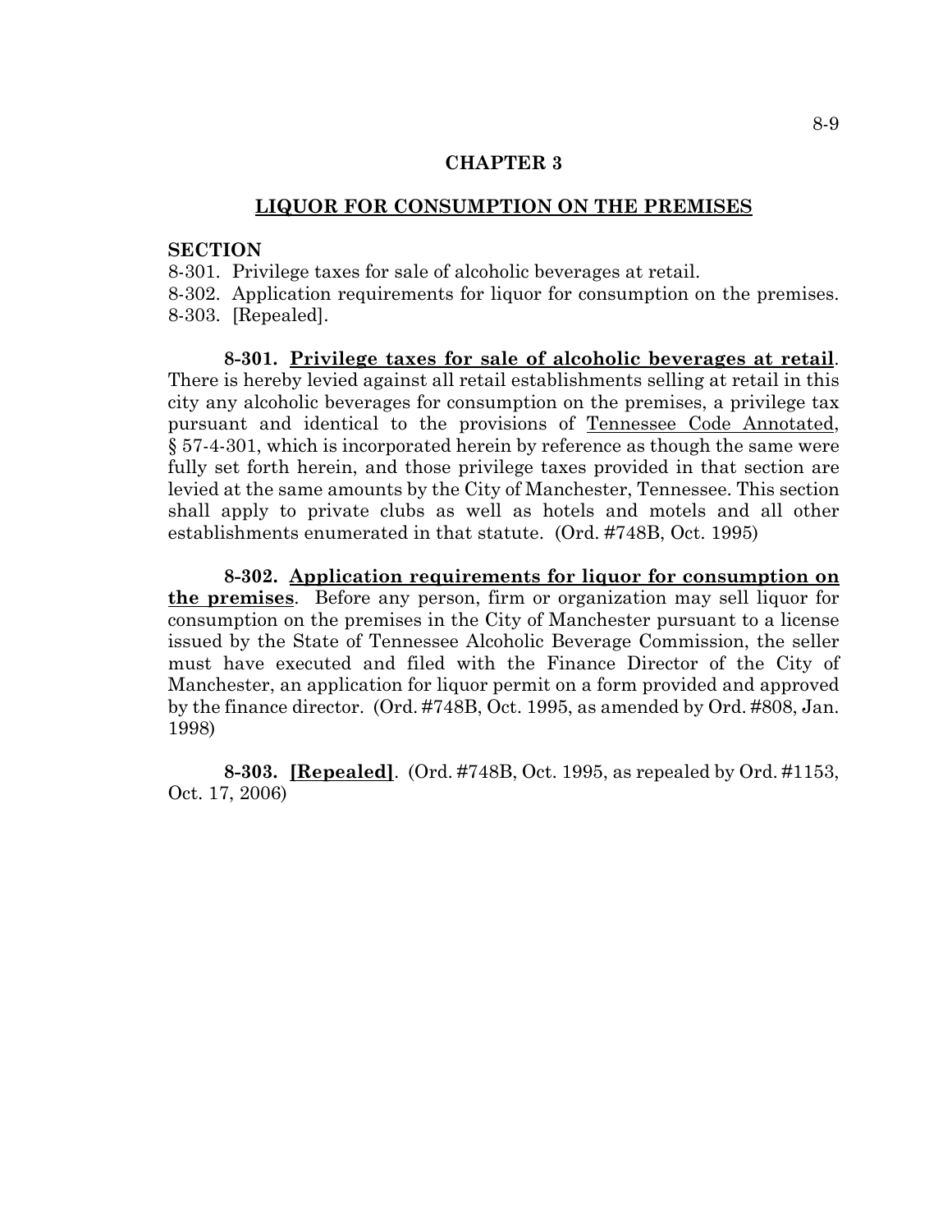# CHAPTER 3

## LIQUOR FOR CONSUMPTION ON THE PREMISES

**SECTION**

8-301. Privilege taxes for sale of alcoholic beverages at retail.
8-302. Application requirements for liquor for consumption on the premises.
8-303. [Repealed].

**8-301. Privilege taxes for sale of alcoholic beverages at retail**. There is hereby levied against all retail establishments selling at retail in this city any alcoholic beverages for consumption on the premises, a privilege tax pursuant and identical to the provisions of Tennessee Code Annotated, § 57-4-301, which is incorporated herein by reference as though the same were fully set forth herein, and those privilege taxes provided in that section are levied at the same amounts by the City of Manchester, Tennessee. This section shall apply to private clubs as well as hotels and motels and all other establishments enumerated in that statute. (Ord. #748B, Oct. 1995)

**8-302. Application requirements for liquor for consumption on the premises**. Before any person, firm or organization may sell liquor for consumption on the premises in the City of Manchester pursuant to a license issued by the State of Tennessee Alcoholic Beverage Commission, the seller must have executed and filed with the Finance Director of the City of Manchester, an application for liquor permit on a form provided and approved by the finance director. (Ord. #748B, Oct. 1995, as amended by Ord. #808, Jan. 1998)

**8-303. [Repealed]**. (Ord. #748B, Oct. 1995, as repealed by Ord. #1153, Oct. 17, 2006)